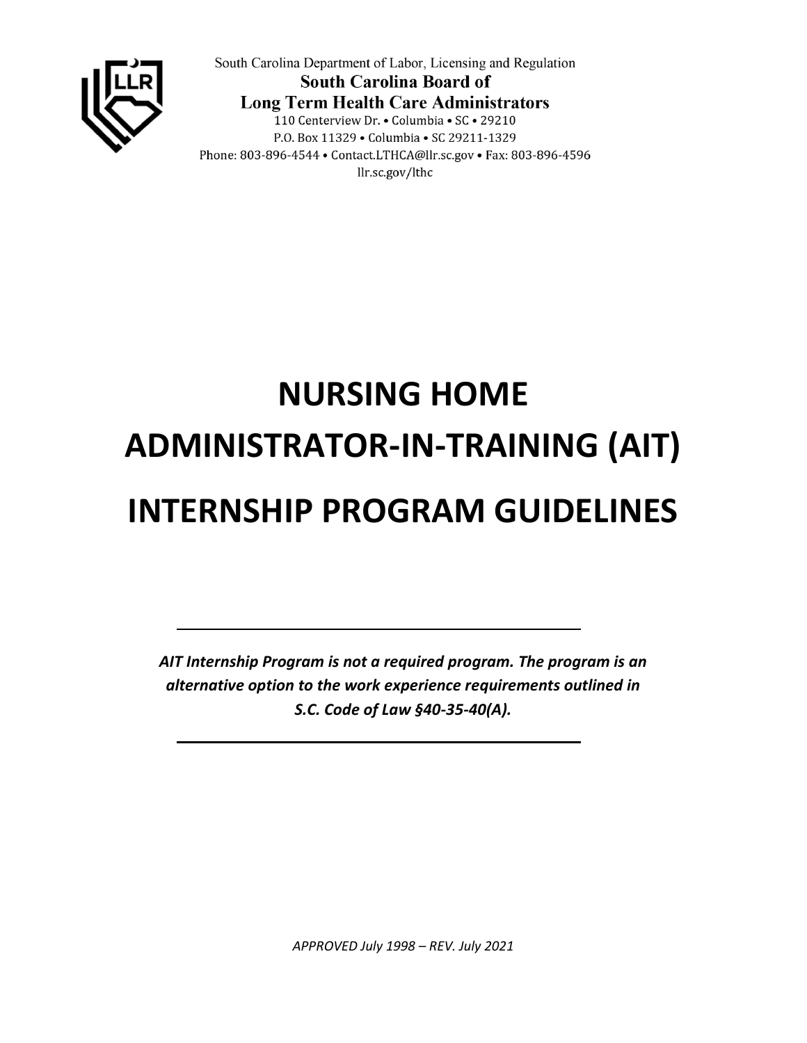South Carolina Department of Labor, Licensing and Regulation

**South Carolina Board of**
**Long Term Health Care Administrators**

110 Centerview Dr. • Columbia • SC • 29210
P.O. Box 11329 • Columbia • SC 29211-1329
Phone: 803-896-4544 • Contact.LTHCA@llr.sc.gov • Fax: 803-896-4596
llr.sc.gov/lthc

# NURSING HOME ADMINISTRATOR-IN-TRAINING (AIT) INTERNSHIP PROGRAM GUIDELINES

---

***AIT Internship Program is not a required program. The program is an alternative option to the work experience requirements outlined in S.C. Code of Law §40-35-40(A).***

---

*APPROVED July 1998 – REV. July 2021*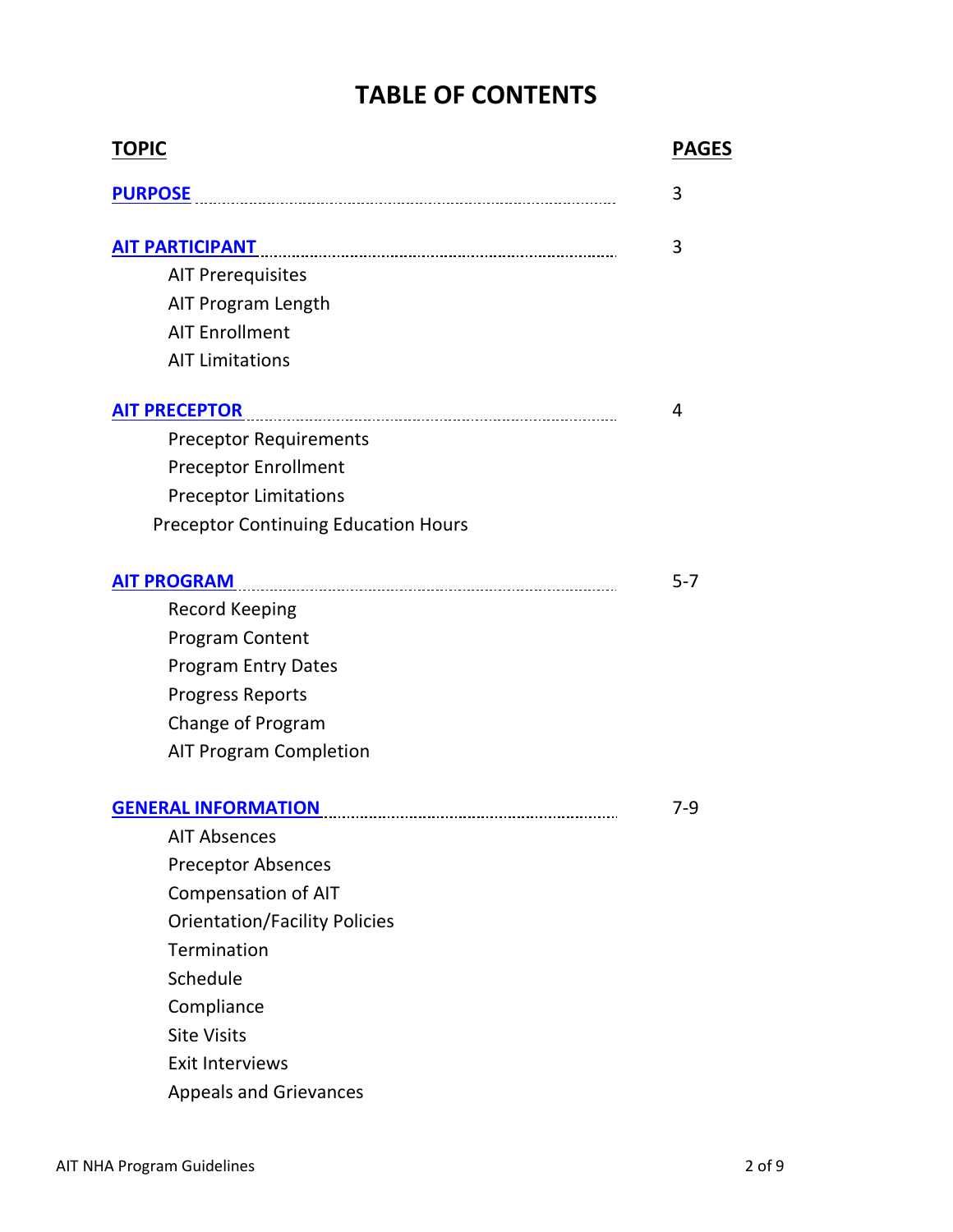# TABLE OF CONTENTS

| TOPIC | PAGES |
|---|---|
| **PURPOSE** | 3 |
| **AIT PARTICIPANT** | 3 |
| AIT Prerequisites | |
| AIT Program Length | |
| AIT Enrollment | |
| AIT Limitations | |
| **AIT PRECEPTOR** | 4 |
| Preceptor Requirements | |
| Preceptor Enrollment | |
| Preceptor Limitations | |
| Preceptor Continuing Education Hours | |
| **AIT PROGRAM** | 5-7 |
| Record Keeping | |
| Program Content | |
| Program Entry Dates | |
| Progress Reports | |
| Change of Program | |
| AIT Program Completion | |
| **GENERAL INFORMATION** | 7-9 |
| AIT Absences | |
| Preceptor Absences | |
| Compensation of AIT | |
| Orientation/Facility Policies | |
| Termination | |
| Schedule | |
| Compliance | |
| Site Visits | |
| Exit Interviews | |
| Appeals and Grievances | |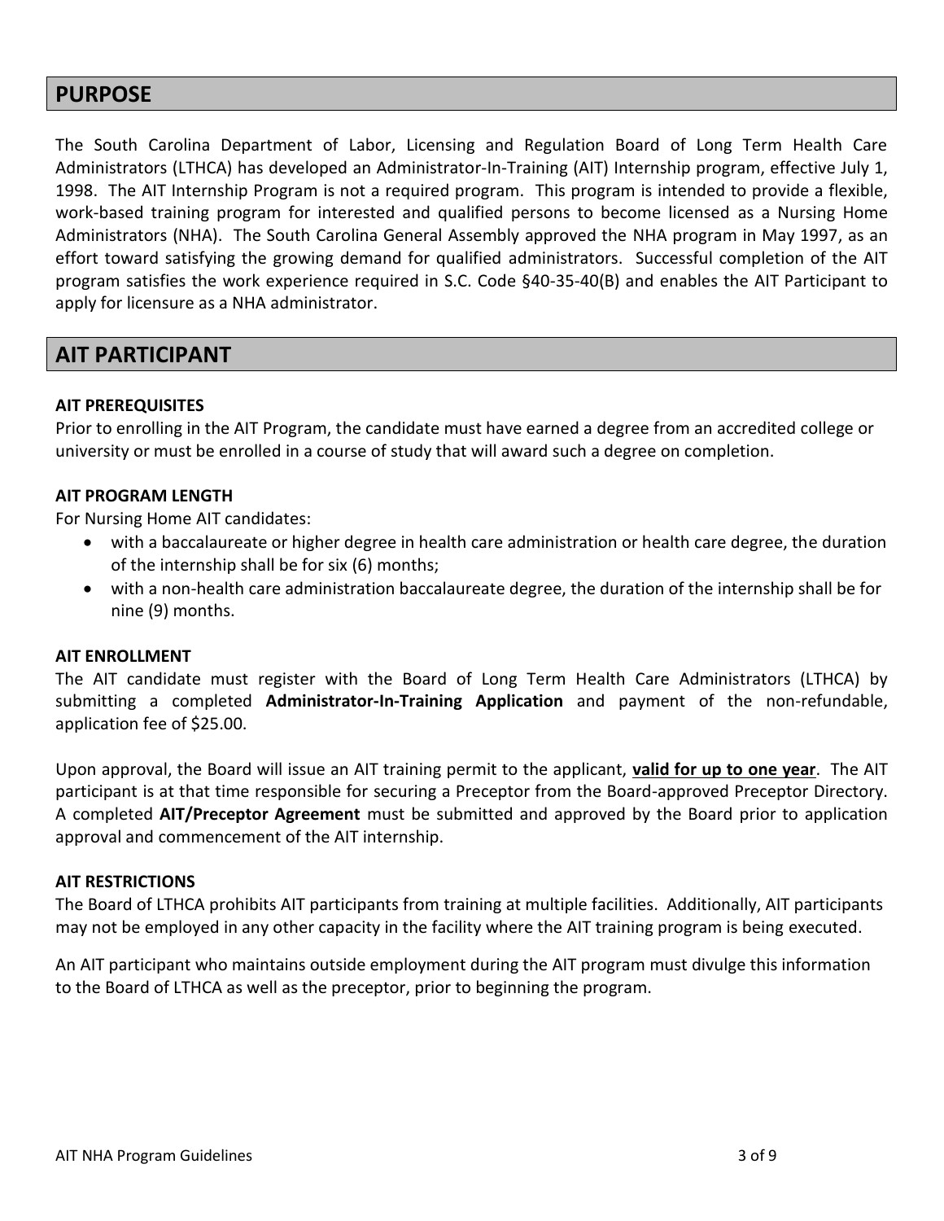## PURPOSE

The South Carolina Department of Labor, Licensing and Regulation Board of Long Term Health Care Administrators (LTHCA) has developed an Administrator-In-Training (AIT) Internship program, effective July 1, 1998. The AIT Internship Program is not a required program. This program is intended to provide a flexible, work-based training program for interested and qualified persons to become licensed as a Nursing Home Administrators (NHA). The South Carolina General Assembly approved the NHA program in May 1997, as an effort toward satisfying the growing demand for qualified administrators. Successful completion of the AIT program satisfies the work experience required in S.C. Code §40-35-40(B) and enables the AIT Participant to apply for licensure as a NHA administrator.

## AIT PARTICIPANT

### AIT PREREQUISITES

Prior to enrolling in the AIT Program, the candidate must have earned a degree from an accredited college or university or must be enrolled in a course of study that will award such a degree on completion.

### AIT PROGRAM LENGTH

For Nursing Home AIT candidates:

- with a baccalaureate or higher degree in health care administration or health care degree, the duration of the internship shall be for six (6) months;
- with a non-health care administration baccalaureate degree, the duration of the internship shall be for nine (9) months.

### AIT ENROLLMENT

The AIT candidate must register with the Board of Long Term Health Care Administrators (LTHCA) by submitting a completed **Administrator-In-Training Application** and payment of the non-refundable, application fee of $25.00.

Upon approval, the Board will issue an AIT training permit to the applicant, **valid for up to one year**. The AIT participant is at that time responsible for securing a Preceptor from the Board-approved Preceptor Directory. A completed **AIT/Preceptor Agreement** must be submitted and approved by the Board prior to application approval and commencement of the AIT internship.

### AIT RESTRICTIONS

The Board of LTHCA prohibits AIT participants from training at multiple facilities. Additionally, AIT participants may not be employed in any other capacity in the facility where the AIT training program is being executed.

An AIT participant who maintains outside employment during the AIT program must divulge this information to the Board of LTHCA as well as the preceptor, prior to beginning the program.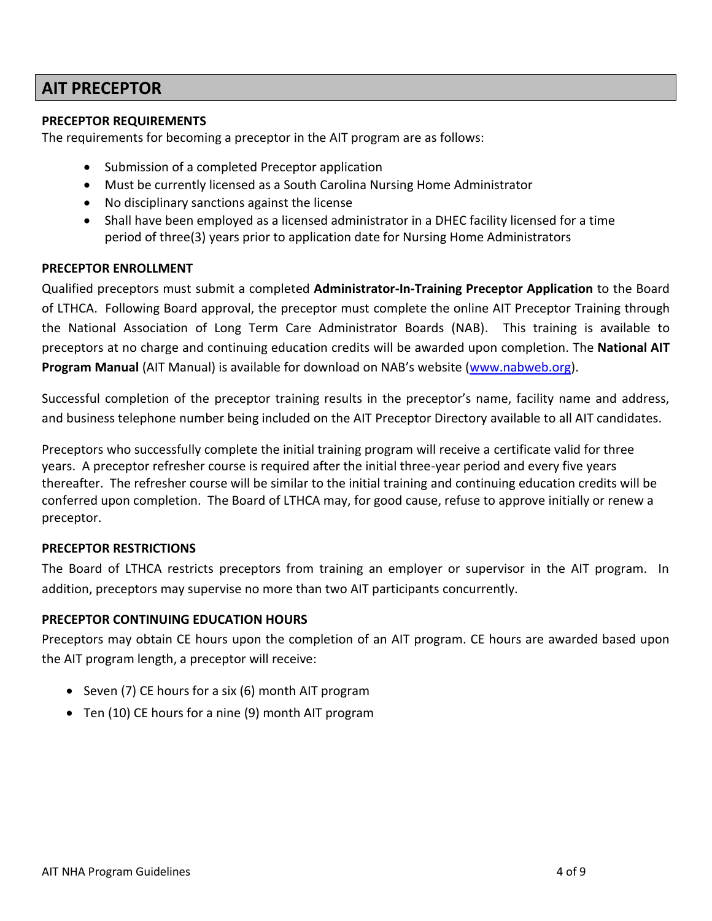# AIT PRECEPTOR

### PRECEPTOR REQUIREMENTS

The requirements for becoming a preceptor in the AIT program are as follows:

- Submission of a completed Preceptor application
- Must be currently licensed as a South Carolina Nursing Home Administrator
- No disciplinary sanctions against the license
- Shall have been employed as a licensed administrator in a DHEC facility licensed for a time period of three(3) years prior to application date for Nursing Home Administrators

### PRECEPTOR ENROLLMENT

Qualified preceptors must submit a completed **Administrator-In-Training Preceptor Application** to the Board of LTHCA. Following Board approval, the preceptor must complete the online AIT Preceptor Training through the National Association of Long Term Care Administrator Boards (NAB). This training is available to preceptors at no charge and continuing education credits will be awarded upon completion. The **National AIT Program Manual** (AIT Manual) is available for download on NAB's website (www.nabweb.org).

Successful completion of the preceptor training results in the preceptor's name, facility name and address, and business telephone number being included on the AIT Preceptor Directory available to all AIT candidates.

Preceptors who successfully complete the initial training program will receive a certificate valid for three years. A preceptor refresher course is required after the initial three-year period and every five years thereafter. The refresher course will be similar to the initial training and continuing education credits will be conferred upon completion. The Board of LTHCA may, for good cause, refuse to approve initially or renew a preceptor.

### PRECEPTOR RESTRICTIONS

The Board of LTHCA restricts preceptors from training an employer or supervisor in the AIT program. In addition, preceptors may supervise no more than two AIT participants concurrently.

### PRECEPTOR CONTINUING EDUCATION HOURS

Preceptors may obtain CE hours upon the completion of an AIT program. CE hours are awarded based upon the AIT program length, a preceptor will receive:

- Seven (7) CE hours for a six (6) month AIT program
- Ten (10) CE hours for a nine (9) month AIT program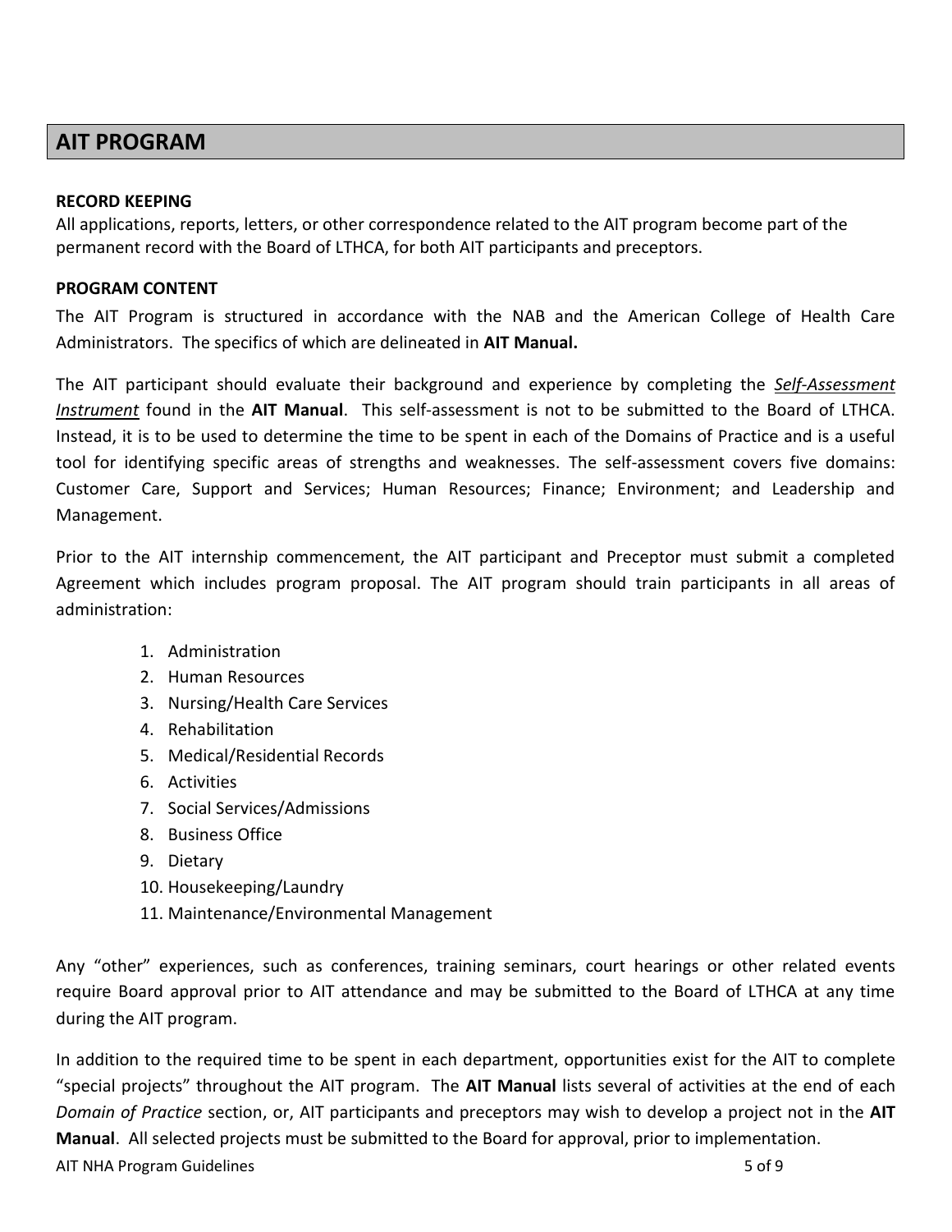## AIT PROGRAM

**RECORD KEEPING**

All applications, reports, letters, or other correspondence related to the AIT program become part of the permanent record with the Board of LTHCA, for both AIT participants and preceptors.

**PROGRAM CONTENT**

The AIT Program is structured in accordance with the NAB and the American College of Health Care Administrators. The specifics of which are delineated in **AIT Manual.**

The AIT participant should evaluate their background and experience by completing the ***Self-Assessment Instrument*** found in the **AIT Manual**. This self-assessment is not to be submitted to the Board of LTHCA. Instead, it is to be used to determine the time to be spent in each of the Domains of Practice and is a useful tool for identifying specific areas of strengths and weaknesses. The self-assessment covers five domains: Customer Care, Support and Services; Human Resources; Finance; Environment; and Leadership and Management.

Prior to the AIT internship commencement, the AIT participant and Preceptor must submit a completed Agreement which includes program proposal. The AIT program should train participants in all areas of administration:

1. Administration
2. Human Resources
3. Nursing/Health Care Services
4. Rehabilitation
5. Medical/Residential Records
6. Activities
7. Social Services/Admissions
8. Business Office
9. Dietary
10. Housekeeping/Laundry
11. Maintenance/Environmental Management

Any "other" experiences, such as conferences, training seminars, court hearings or other related events require Board approval prior to AIT attendance and may be submitted to the Board of LTHCA at any time during the AIT program.

In addition to the required time to be spent in each department, opportunities exist for the AIT to complete "special projects" throughout the AIT program. The **AIT Manual** lists several of activities at the end of each *Domain of Practice* section, or, AIT participants and preceptors may wish to develop a project not in the **AIT Manual**. All selected projects must be submitted to the Board for approval, prior to implementation.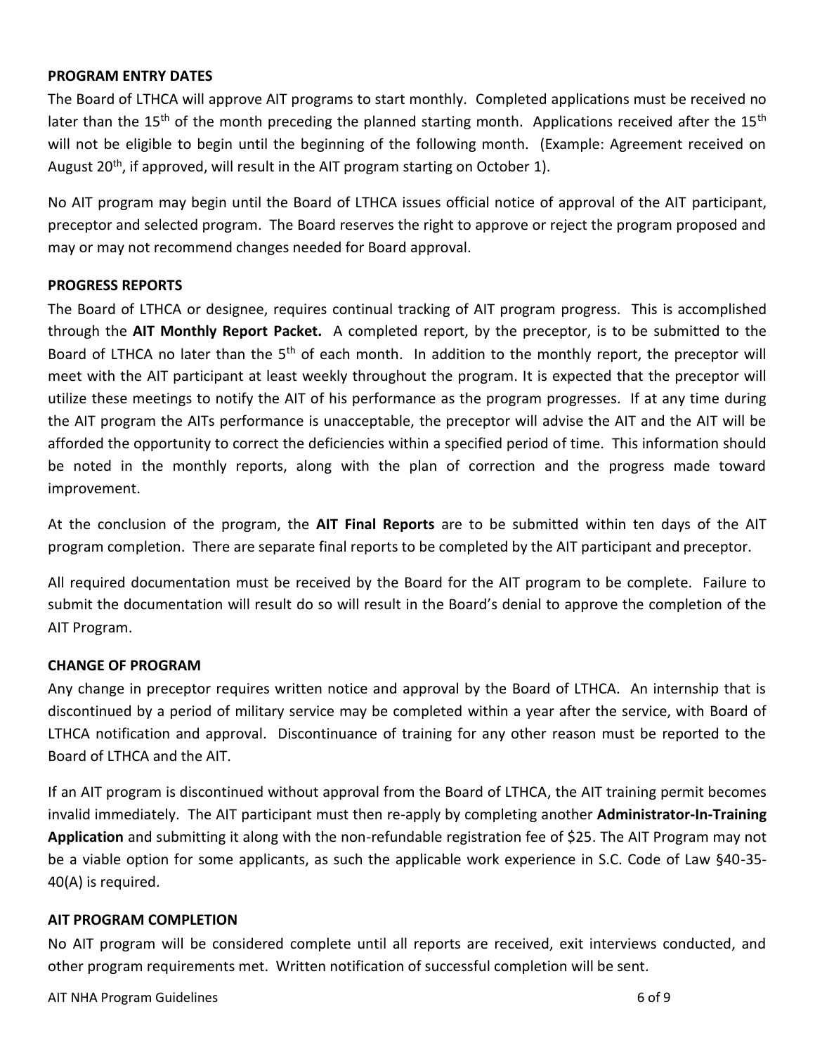## PROGRAM ENTRY DATES

The Board of LTHCA will approve AIT programs to start monthly. Completed applications must be received no later than the 15th of the month preceding the planned starting month. Applications received after the 15th will not be eligible to begin until the beginning of the following month. (Example: Agreement received on August 20th, if approved, will result in the AIT program starting on October 1).

No AIT program may begin until the Board of LTHCA issues official notice of approval of the AIT participant, preceptor and selected program. The Board reserves the right to approve or reject the program proposed and may or may not recommend changes needed for Board approval.

## PROGRESS REPORTS

The Board of LTHCA or designee, requires continual tracking of AIT program progress. This is accomplished through the **AIT Monthly Report Packet.** A completed report, by the preceptor, is to be submitted to the Board of LTHCA no later than the 5th of each month. In addition to the monthly report, the preceptor will meet with the AIT participant at least weekly throughout the program. It is expected that the preceptor will utilize these meetings to notify the AIT of his performance as the program progresses. If at any time during the AIT program the AITs performance is unacceptable, the preceptor will advise the AIT and the AIT will be afforded the opportunity to correct the deficiencies within a specified period of time. This information should be noted in the monthly reports, along with the plan of correction and the progress made toward improvement.

At the conclusion of the program, the **AIT Final Reports** are to be submitted within ten days of the AIT program completion. There are separate final reports to be completed by the AIT participant and preceptor.

All required documentation must be received by the Board for the AIT program to be complete. Failure to submit the documentation will result do so will result in the Board's denial to approve the completion of the AIT Program.

## CHANGE OF PROGRAM

Any change in preceptor requires written notice and approval by the Board of LTHCA. An internship that is discontinued by a period of military service may be completed within a year after the service, with Board of LTHCA notification and approval. Discontinuance of training for any other reason must be reported to the Board of LTHCA and the AIT.

If an AIT program is discontinued without approval from the Board of LTHCA, the AIT training permit becomes invalid immediately. The AIT participant must then re-apply by completing another **Administrator-In-Training Application** and submitting it along with the non-refundable registration fee of $25. The AIT Program may not be a viable option for some applicants, as such the applicable work experience in S.C. Code of Law §40-35-40(A) is required.

## AIT PROGRAM COMPLETION

No AIT program will be considered complete until all reports are received, exit interviews conducted, and other program requirements met. Written notification of successful completion will be sent.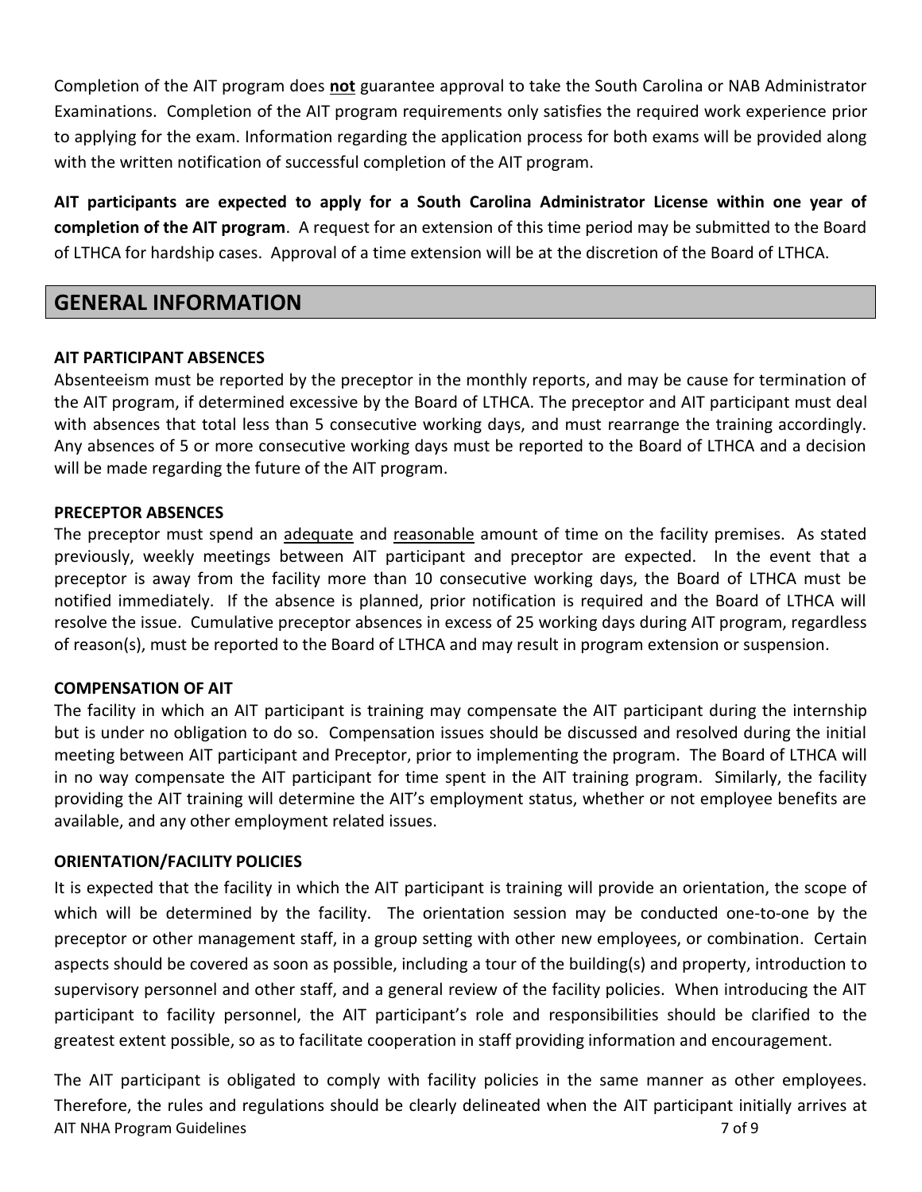Completion of the AIT program does **not** guarantee approval to take the South Carolina or NAB Administrator Examinations. Completion of the AIT program requirements only satisfies the required work experience prior to applying for the exam. Information regarding the application process for both exams will be provided along with the written notification of successful completion of the AIT program.

**AIT participants are expected to apply for a South Carolina Administrator License within one year of completion of the AIT program**. A request for an extension of this time period may be submitted to the Board of LTHCA for hardship cases. Approval of a time extension will be at the discretion of the Board of LTHCA.

## GENERAL INFORMATION

**AIT PARTICIPANT ABSENCES**

Absenteeism must be reported by the preceptor in the monthly reports, and may be cause for termination of the AIT program, if determined excessive by the Board of LTHCA. The preceptor and AIT participant must deal with absences that total less than 5 consecutive working days, and must rearrange the training accordingly. Any absences of 5 or more consecutive working days must be reported to the Board of LTHCA and a decision will be made regarding the future of the AIT program.

**PRECEPTOR ABSENCES**

The preceptor must spend an adequate and reasonable amount of time on the facility premises. As stated previously, weekly meetings between AIT participant and preceptor are expected. In the event that a preceptor is away from the facility more than 10 consecutive working days, the Board of LTHCA must be notified immediately. If the absence is planned, prior notification is required and the Board of LTHCA will resolve the issue. Cumulative preceptor absences in excess of 25 working days during AIT program, regardless of reason(s), must be reported to the Board of LTHCA and may result in program extension or suspension.

**COMPENSATION OF AIT**

The facility in which an AIT participant is training may compensate the AIT participant during the internship but is under no obligation to do so. Compensation issues should be discussed and resolved during the initial meeting between AIT participant and Preceptor, prior to implementing the program. The Board of LTHCA will in no way compensate the AIT participant for time spent in the AIT training program. Similarly, the facility providing the AIT training will determine the AIT's employment status, whether or not employee benefits are available, and any other employment related issues.

**ORIENTATION/FACILITY POLICIES**

It is expected that the facility in which the AIT participant is training will provide an orientation, the scope of which will be determined by the facility. The orientation session may be conducted one-to-one by the preceptor or other management staff, in a group setting with other new employees, or combination. Certain aspects should be covered as soon as possible, including a tour of the building(s) and property, introduction to supervisory personnel and other staff, and a general review of the facility policies. When introducing the AIT participant to facility personnel, the AIT participant's role and responsibilities should be clarified to the greatest extent possible, so as to facilitate cooperation in staff providing information and encouragement.

The AIT participant is obligated to comply with facility policies in the same manner as other employees. Therefore, the rules and regulations should be clearly delineated when the AIT participant initially arrives at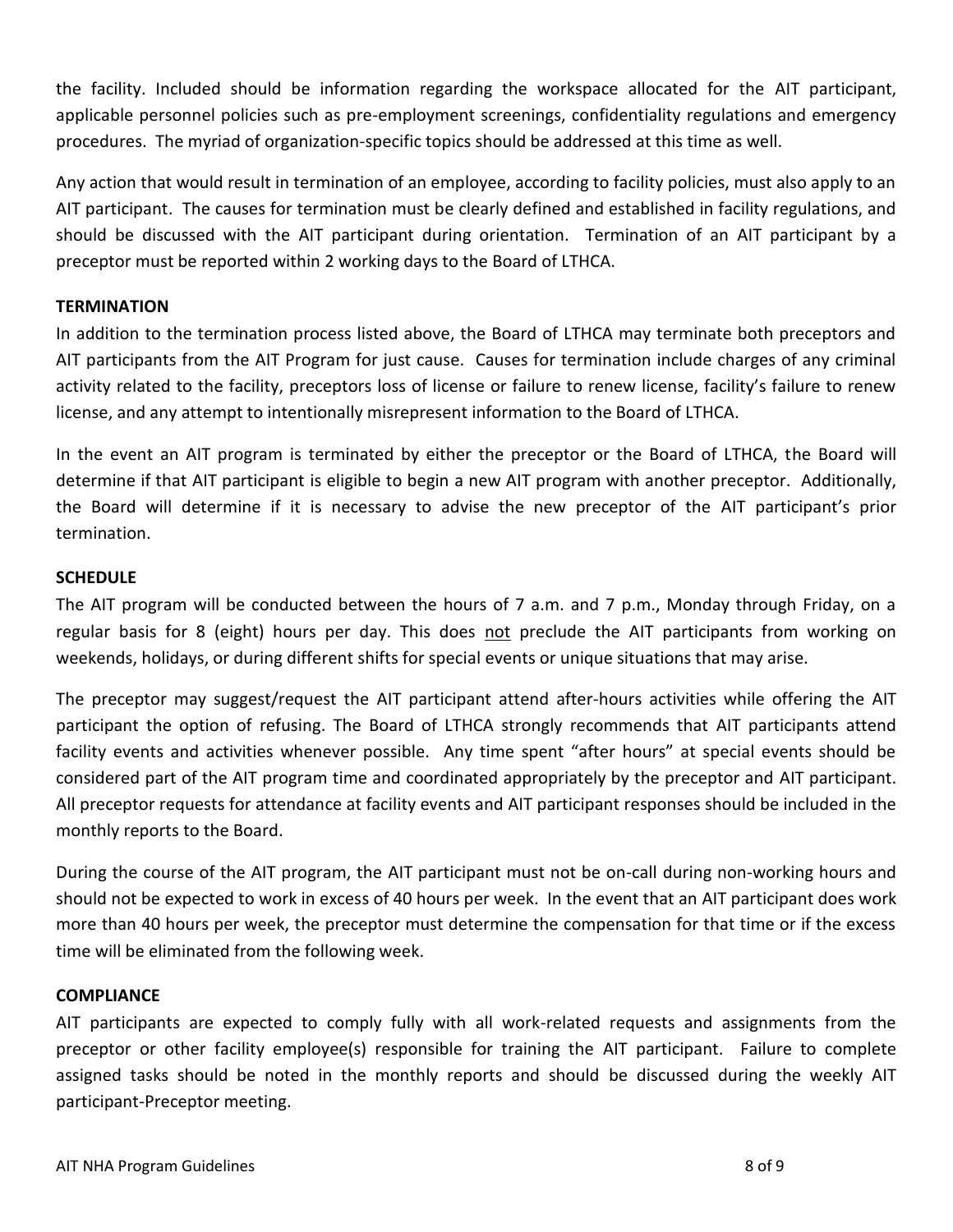the facility. Included should be information regarding the workspace allocated for the AIT participant, applicable personnel policies such as pre-employment screenings, confidentiality regulations and emergency procedures. The myriad of organization-specific topics should be addressed at this time as well.

Any action that would result in termination of an employee, according to facility policies, must also apply to an AIT participant. The causes for termination must be clearly defined and established in facility regulations, and should be discussed with the AIT participant during orientation. Termination of an AIT participant by a preceptor must be reported within 2 working days to the Board of LTHCA.

**TERMINATION**

In addition to the termination process listed above, the Board of LTHCA may terminate both preceptors and AIT participants from the AIT Program for just cause. Causes for termination include charges of any criminal activity related to the facility, preceptors loss of license or failure to renew license, facility's failure to renew license, and any attempt to intentionally misrepresent information to the Board of LTHCA.

In the event an AIT program is terminated by either the preceptor or the Board of LTHCA, the Board will determine if that AIT participant is eligible to begin a new AIT program with another preceptor. Additionally, the Board will determine if it is necessary to advise the new preceptor of the AIT participant's prior termination.

**SCHEDULE**

The AIT program will be conducted between the hours of 7 a.m. and 7 p.m., Monday through Friday, on a regular basis for 8 (eight) hours per day. This does <u>not</u> preclude the AIT participants from working on weekends, holidays, or during different shifts for special events or unique situations that may arise.

The preceptor may suggest/request the AIT participant attend after-hours activities while offering the AIT participant the option of refusing. The Board of LTHCA strongly recommends that AIT participants attend facility events and activities whenever possible. Any time spent "after hours" at special events should be considered part of the AIT program time and coordinated appropriately by the preceptor and AIT participant. All preceptor requests for attendance at facility events and AIT participant responses should be included in the monthly reports to the Board.

During the course of the AIT program, the AIT participant must not be on-call during non-working hours and should not be expected to work in excess of 40 hours per week. In the event that an AIT participant does work more than 40 hours per week, the preceptor must determine the compensation for that time or if the excess time will be eliminated from the following week.

**COMPLIANCE**

AIT participants are expected to comply fully with all work-related requests and assignments from the preceptor or other facility employee(s) responsible for training the AIT participant. Failure to complete assigned tasks should be noted in the monthly reports and should be discussed during the weekly AIT participant-Preceptor meeting.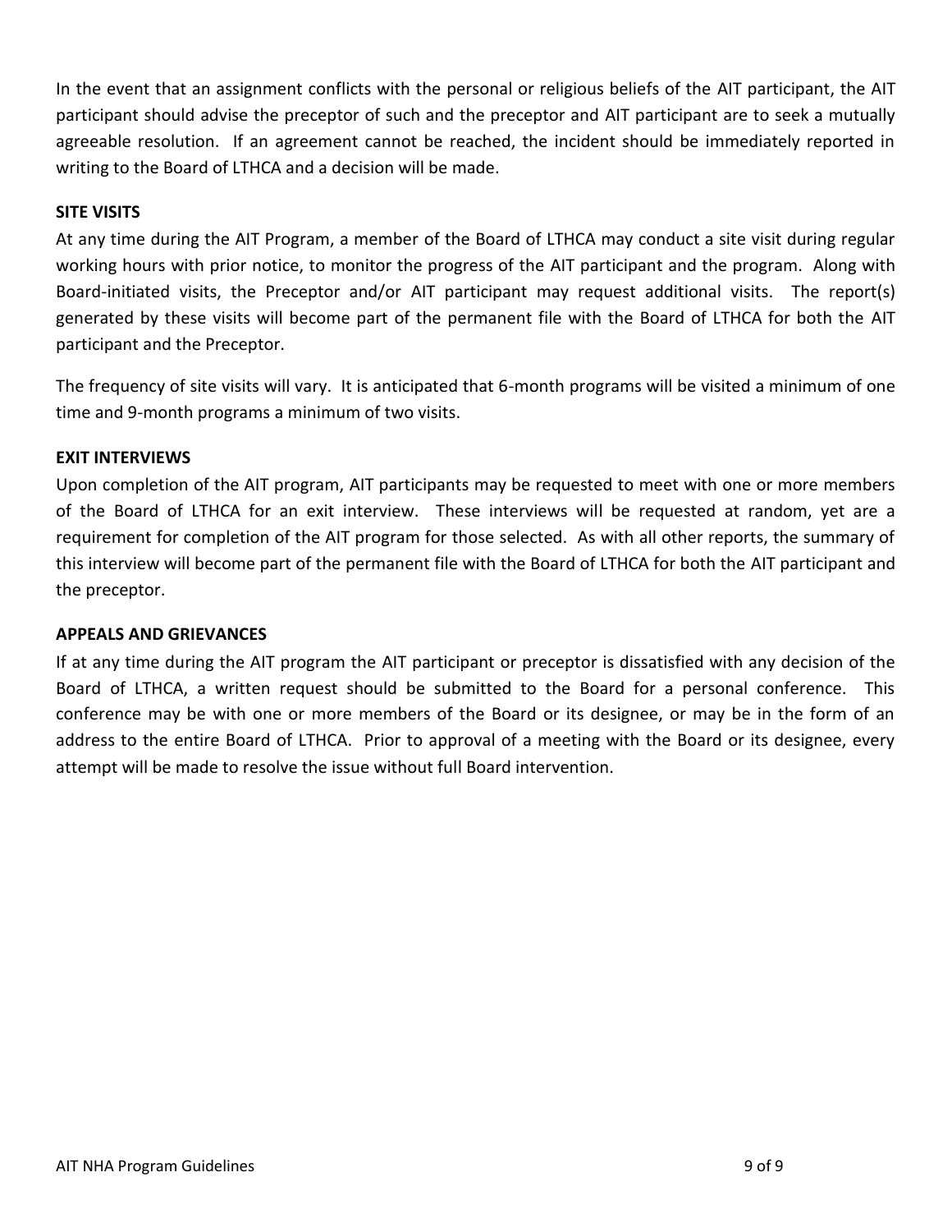In the event that an assignment conflicts with the personal or religious beliefs of the AIT participant, the AIT participant should advise the preceptor of such and the preceptor and AIT participant are to seek a mutually agreeable resolution. If an agreement cannot be reached, the incident should be immediately reported in writing to the Board of LTHCA and a decision will be made.

**SITE VISITS**

At any time during the AIT Program, a member of the Board of LTHCA may conduct a site visit during regular working hours with prior notice, to monitor the progress of the AIT participant and the program. Along with Board-initiated visits, the Preceptor and/or AIT participant may request additional visits. The report(s) generated by these visits will become part of the permanent file with the Board of LTHCA for both the AIT participant and the Preceptor.

The frequency of site visits will vary. It is anticipated that 6-month programs will be visited a minimum of one time and 9-month programs a minimum of two visits.

**EXIT INTERVIEWS**

Upon completion of the AIT program, AIT participants may be requested to meet with one or more members of the Board of LTHCA for an exit interview. These interviews will be requested at random, yet are a requirement for completion of the AIT program for those selected. As with all other reports, the summary of this interview will become part of the permanent file with the Board of LTHCA for both the AIT participant and the preceptor.

**APPEALS AND GRIEVANCES**

If at any time during the AIT program the AIT participant or preceptor is dissatisfied with any decision of the Board of LTHCA, a written request should be submitted to the Board for a personal conference. This conference may be with one or more members of the Board or its designee, or may be in the form of an address to the entire Board of LTHCA. Prior to approval of a meeting with the Board or its designee, every attempt will be made to resolve the issue without full Board intervention.